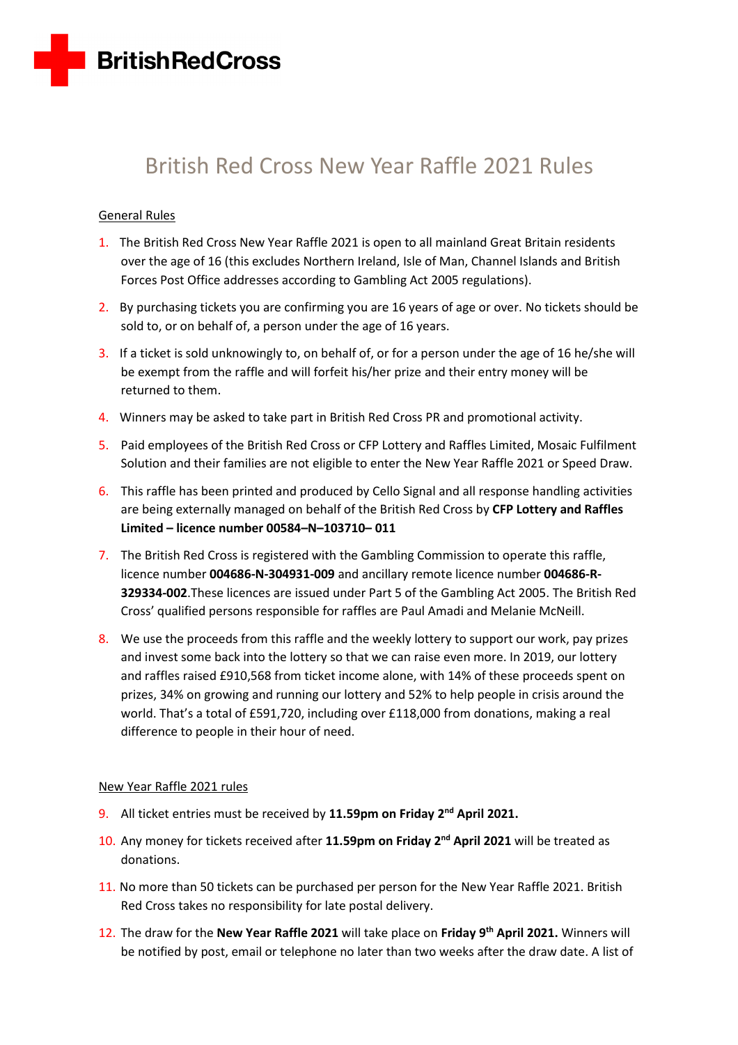BritishRedCross

# British Red Cross New Year Raffle 2021 Rules

## General Rules

1. The British Red Cross New Year Raffle 2021 is open to all mainland Great Britain residents over the age of 16 (this excludes Northern Ireland, Isle of Man, Channel Islands and British Forces Post Office addresses according to Gambling Act 2005 regulations).
2. By purchasing tickets you are confirming you are 16 years of age or over. No tickets should be sold to, or on behalf of, a person under the age of 16 years.
3. If a ticket is sold unknowingly to, on behalf of, or for a person under the age of 16 he/she will be exempt from the raffle and will forfeit his/her prize and their entry money will be returned to them.
4. Winners may be asked to take part in British Red Cross PR and promotional activity.
5. Paid employees of the British Red Cross or CFP Lottery and Raffles Limited, Mosaic Fulfilment Solution and their families are not eligible to enter the New Year Raffle 2021 or Speed Draw.
6. This raffle has been printed and produced by Cello Signal and all response handling activities are being externally managed on behalf of the British Red Cross by **CFP Lottery and Raffles Limited – licence number 00584–N–103710– 011**
7. The British Red Cross is registered with the Gambling Commission to operate this raffle, licence number **004686-N-304931-009** and ancillary remote licence number **004686-R-329334-002**.These licences are issued under Part 5 of the Gambling Act 2005. The British Red Cross' qualified persons responsible for raffles are Paul Amadi and Melanie McNeill.
8. We use the proceeds from this raffle and the weekly lottery to support our work, pay prizes and invest some back into the lottery so that we can raise even more. In 2019, our lottery and raffles raised £910,568 from ticket income alone, with 14% of these proceeds spent on prizes, 34% on growing and running our lottery and 52% to help people in crisis around the world. That's a total of £591,720, including over £118,000 from donations, making a real difference to people in their hour of need.

## New Year Raffle 2021 rules

9. All ticket entries must be received by **11.59pm on Friday 2nd April 2021.**
10. Any money for tickets received after **11.59pm on Friday 2nd April 2021** will be treated as donations.
11. No more than 50 tickets can be purchased per person for the New Year Raffle 2021. British Red Cross takes no responsibility for late postal delivery.
12. The draw for the **New Year Raffle 2021** will take place on **Friday 9th April 2021.** Winners will be notified by post, email or telephone no later than two weeks after the draw date. A list of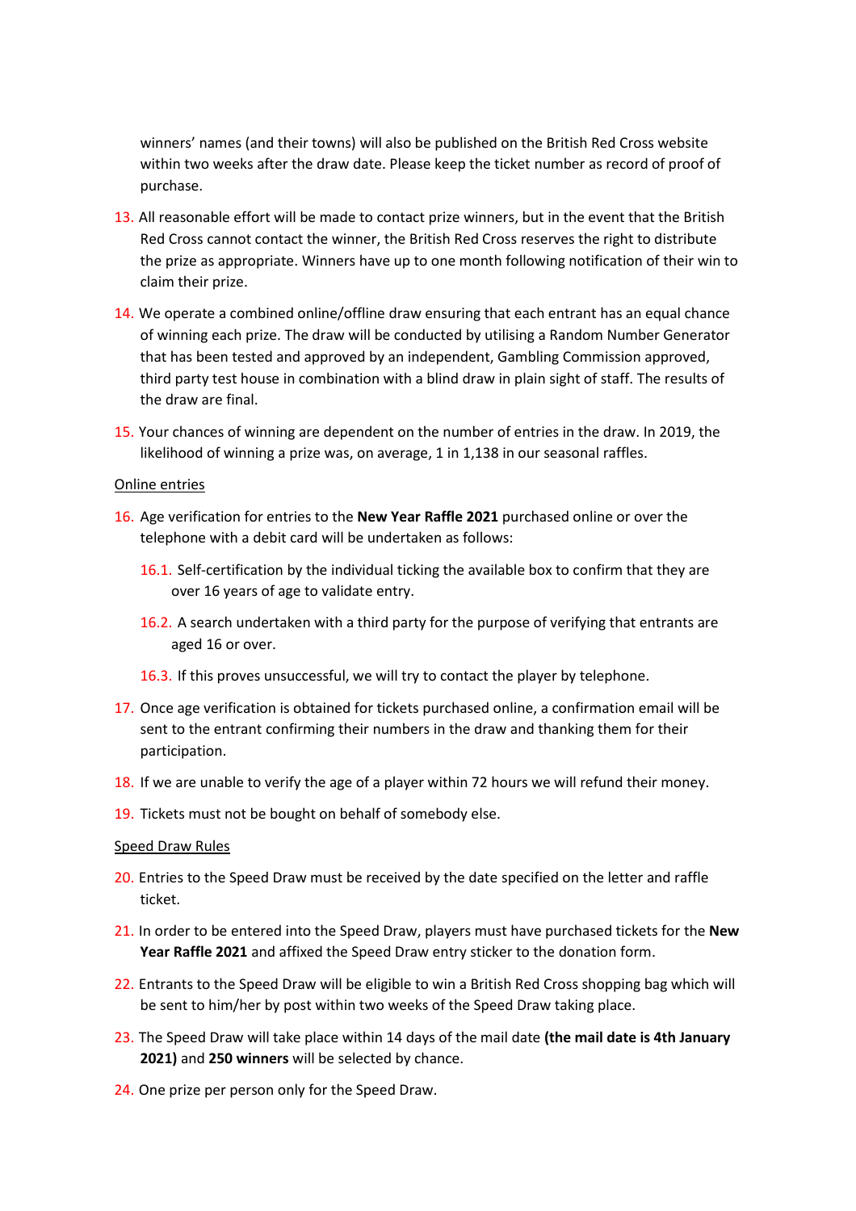winners' names (and their towns) will also be published on the British Red Cross website within two weeks after the draw date. Please keep the ticket number as record of proof of purchase.

13. All reasonable effort will be made to contact prize winners, but in the event that the British Red Cross cannot contact the winner, the British Red Cross reserves the right to distribute the prize as appropriate. Winners have up to one month following notification of their win to claim their prize.
14. We operate a combined online/offline draw ensuring that each entrant has an equal chance of winning each prize. The draw will be conducted by utilising a Random Number Generator that has been tested and approved by an independent, Gambling Commission approved, third party test house in combination with a blind draw in plain sight of staff. The results of the draw are final.
15. Your chances of winning are dependent on the number of entries in the draw. In 2019, the likelihood of winning a prize was, on average, 1 in 1,138 in our seasonal raffles.

Online entries

16. Age verification for entries to the **New Year Raffle 2021** purchased online or over the telephone with a debit card will be undertaken as follows:
    16.1. Self-certification by the individual ticking the available box to confirm that they are over 16 years of age to validate entry.
    16.2. A search undertaken with a third party for the purpose of verifying that entrants are aged 16 or over.
    16.3. If this proves unsuccessful, we will try to contact the player by telephone.
17. Once age verification is obtained for tickets purchased online, a confirmation email will be sent to the entrant confirming their numbers in the draw and thanking them for their participation.
18. If we are unable to verify the age of a player within 72 hours we will refund their money.
19. Tickets must not be bought on behalf of somebody else.

Speed Draw Rules

20. Entries to the Speed Draw must be received by the date specified on the letter and raffle ticket.
21. In order to be entered into the Speed Draw, players must have purchased tickets for the **New Year Raffle 2021** and affixed the Speed Draw entry sticker to the donation form.
22. Entrants to the Speed Draw will be eligible to win a British Red Cross shopping bag which will be sent to him/her by post within two weeks of the Speed Draw taking place.
23. The Speed Draw will take place within 14 days of the mail date **(the mail date is 4th January 2021)** and **250 winners** will be selected by chance.
24. One prize per person only for the Speed Draw.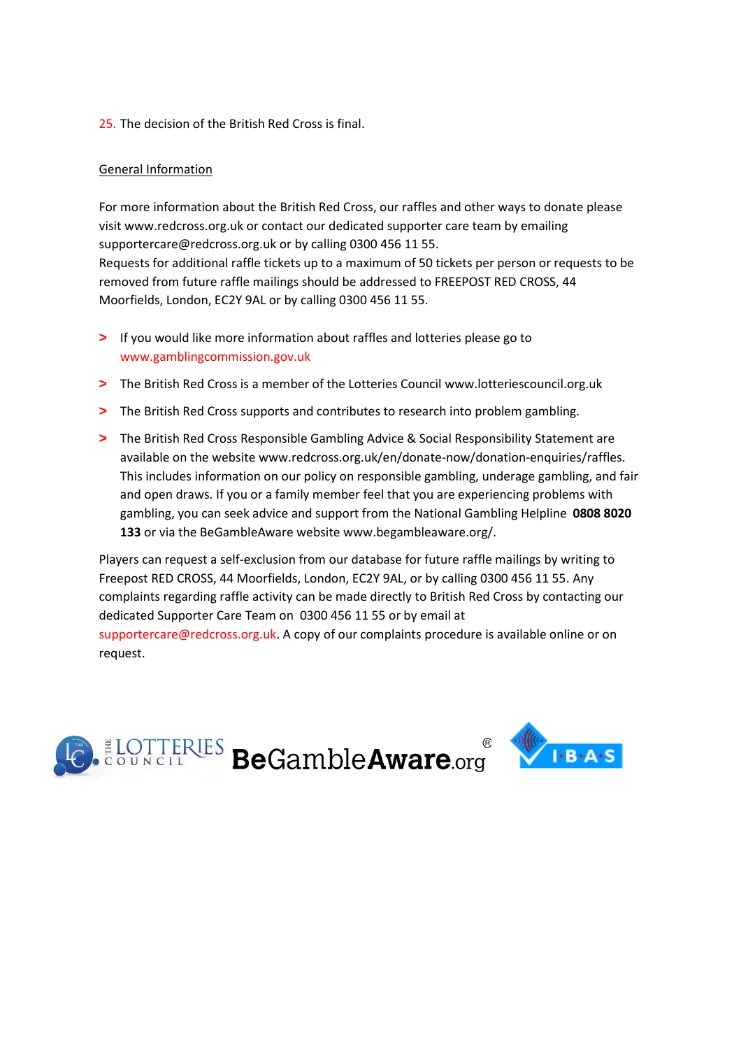25. The decision of the British Red Cross is final.

General Information

For more information about the British Red Cross, our raffles and other ways to donate please visit www.redcross.org.uk or contact our dedicated supporter care team by emailing supportercare@redcross.org.uk or by calling 0300 456 11 55.
Requests for additional raffle tickets up to a maximum of 50 tickets per person or requests to be removed from future raffle mailings should be addressed to FREEPOST RED CROSS, 44 Moorfields, London, EC2Y 9AL or by calling 0300 456 11 55.

- If you would like more information about raffles and lotteries please go to www.gamblingcommission.gov.uk
- The British Red Cross is a member of the Lotteries Council www.lotteriescouncil.org.uk
- The British Red Cross supports and contributes to research into problem gambling.
- The British Red Cross Responsible Gambling Advice & Social Responsibility Statement are available on the website www.redcross.org.uk/en/donate-now/donation-enquiries/raffles. This includes information on our policy on responsible gambling, underage gambling, and fair and open draws. If you or a family member feel that you are experiencing problems with gambling, you can seek advice and support from the National Gambling Helpline **0808 8020 133** or via the BeGambleAware website www.begambleaware.org/.

Players can request a self-exclusion from our database for future raffle mailings by writing to Freepost RED CROSS, 44 Moorfields, London, EC2Y 9AL, or by calling 0300 456 11 55. Any complaints regarding raffle activity can be made directly to British Red Cross by contacting our dedicated Supporter Care Team on 0300 456 11 55 or by email at supportercare@redcross.org.uk. A copy of our complaints procedure is available online or on request.

THE LOTTERIES COUNCIL BeGambleAware.org® I·B·A·S